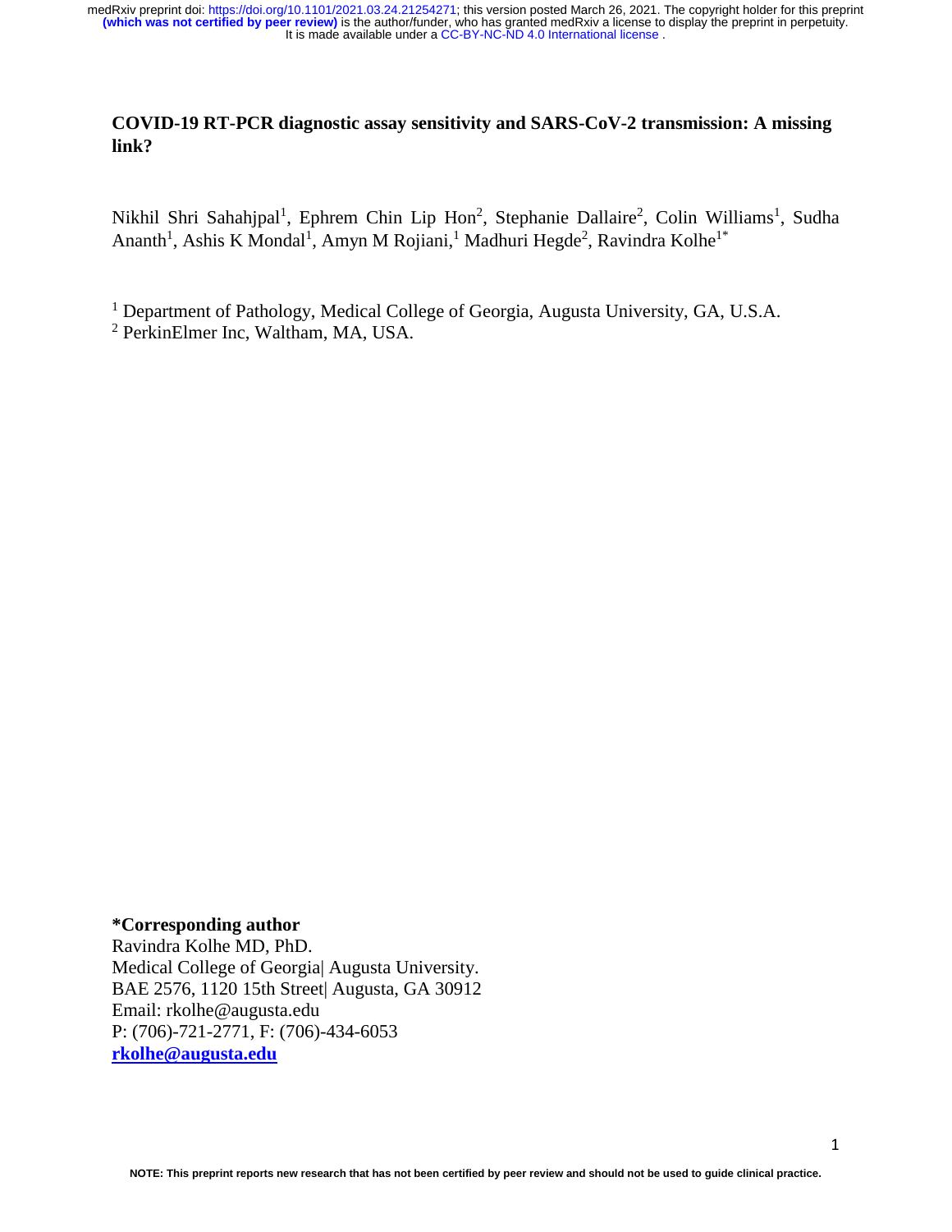# COVID-19 RT-PCR diagnostic assay sensitivity and SARS-CoV-2 transmission: A missing link?

Nikhil Shri Sahahjpal[1], Ephrem Chin Lip Hon[2], Stephanie Dallaire[2], Colin Williams[1], Sudha Ananth[1], Ashis K Mondal[1], Amyn M Rojiani,[1] Madhuri Hegde[2], Ravindra Kolhe[1*]

[1] Department of Pathology, Medical College of Georgia, Augusta University, GA, U.S.A.
[2] PerkinElmer Inc, Waltham, MA, USA.

**\*Corresponding author**
Ravindra Kolhe MD, PhD.
Medical College of Georgia| Augusta University.
BAE 2576, 1120 15th Street| Augusta, GA 30912
Email: rkolhe@augusta.edu
P: (706)-721-2771, F: (706)-434-6053
**rkolhe@augusta.edu**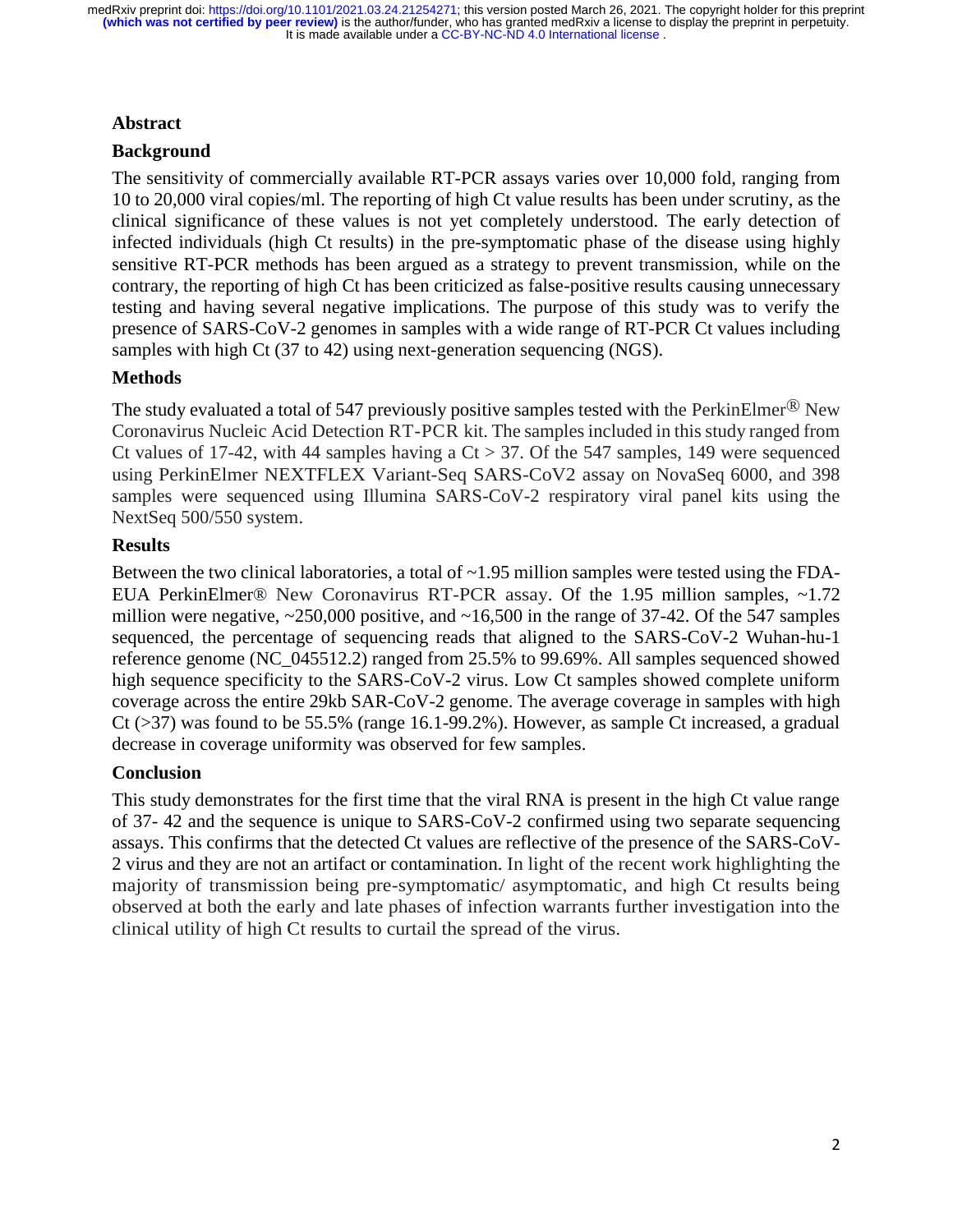## Abstract

### Background

The sensitivity of commercially available RT-PCR assays varies over 10,000 fold, ranging from 10 to 20,000 viral copies/ml. The reporting of high Ct value results has been under scrutiny, as the clinical significance of these values is not yet completely understood. The early detection of infected individuals (high Ct results) in the pre-symptomatic phase of the disease using highly sensitive RT-PCR methods has been argued as a strategy to prevent transmission, while on the contrary, the reporting of high Ct has been criticized as false-positive results causing unnecessary testing and having several negative implications. The purpose of this study was to verify the presence of SARS-CoV-2 genomes in samples with a wide range of RT-PCR Ct values including samples with high Ct (37 to 42) using next-generation sequencing (NGS).

### Methods

The study evaluated a total of 547 previously positive samples tested with the PerkinElmer® New Coronavirus Nucleic Acid Detection RT-PCR kit. The samples included in this study ranged from Ct values of 17-42, with 44 samples having a Ct > 37. Of the 547 samples, 149 were sequenced using PerkinElmer NEXTFLEX Variant-Seq SARS-CoV2 assay on NovaSeq 6000, and 398 samples were sequenced using Illumina SARS-CoV-2 respiratory viral panel kits using the NextSeq 500/550 system.

### Results

Between the two clinical laboratories, a total of ~1.95 million samples were tested using the FDA-EUA PerkinElmer® New Coronavirus RT-PCR assay. Of the 1.95 million samples, ~1.72 million were negative, ~250,000 positive, and ~16,500 in the range of 37-42. Of the 547 samples sequenced, the percentage of sequencing reads that aligned to the SARS-CoV-2 Wuhan-hu-1 reference genome (NC_045512.2) ranged from 25.5% to 99.69%. All samples sequenced showed high sequence specificity to the SARS-CoV-2 virus. Low Ct samples showed complete uniform coverage across the entire 29kb SAR-CoV-2 genome. The average coverage in samples with high Ct (>37) was found to be 55.5% (range 16.1-99.2%). However, as sample Ct increased, a gradual decrease in coverage uniformity was observed for few samples.

### Conclusion

This study demonstrates for the first time that the viral RNA is present in the high Ct value range of 37- 42 and the sequence is unique to SARS-CoV-2 confirmed using two separate sequencing assays. This confirms that the detected Ct values are reflective of the presence of the SARS-CoV-2 virus and they are not an artifact or contamination. In light of the recent work highlighting the majority of transmission being pre-symptomatic/ asymptomatic, and high Ct results being observed at both the early and late phases of infection warrants further investigation into the clinical utility of high Ct results to curtail the spread of the virus.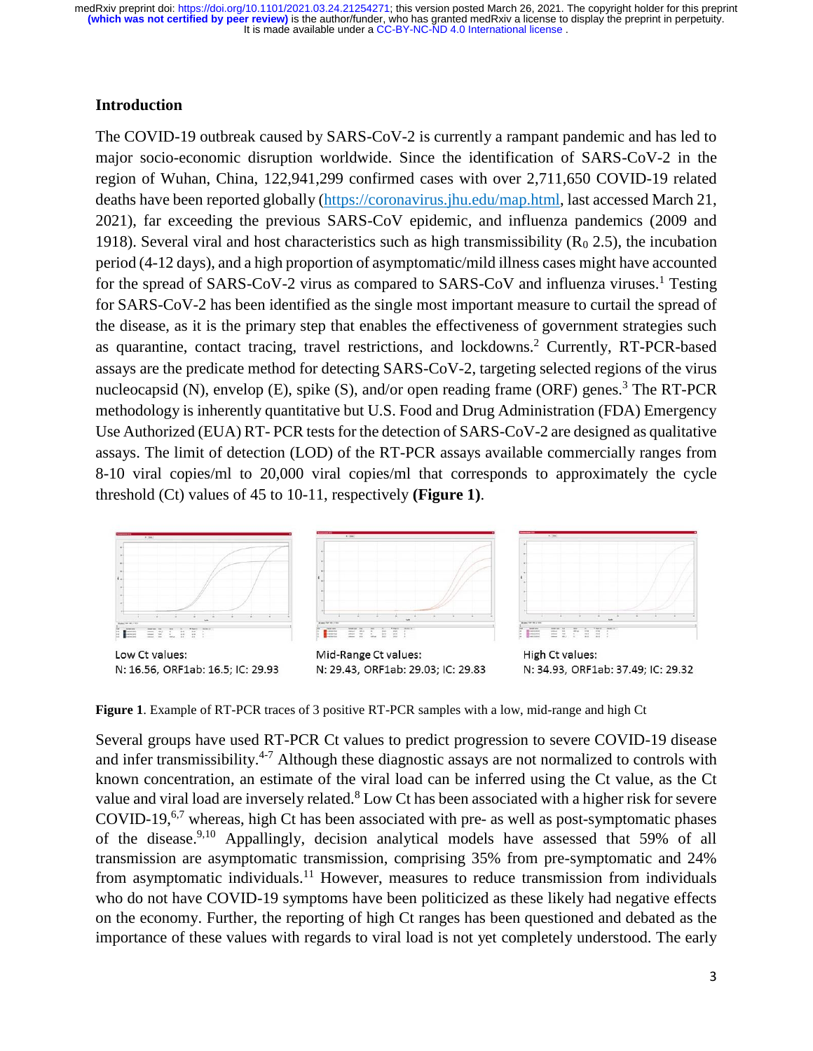## Introduction

The COVID-19 outbreak caused by SARS-CoV-2 is currently a rampant pandemic and has led to major socio-economic disruption worldwide. Since the identification of SARS-CoV-2 in the region of Wuhan, China, 122,941,299 confirmed cases with over 2,711,650 COVID-19 related deaths have been reported globally (https://coronavirus.jhu.edu/map.html, last accessed March 21, 2021), far exceeding the previous SARS-CoV epidemic, and influenza pandemics (2009 and 1918). Several viral and host characteristics such as high transmissibility ($R_0$ 2.5), the incubation period (4-12 days), and a high proportion of asymptomatic/mild illness cases might have accounted for the spread of SARS-CoV-2 virus as compared to SARS-CoV and influenza viruses.[1] Testing for SARS-CoV-2 has been identified as the single most important measure to curtail the spread of the disease, as it is the primary step that enables the effectiveness of government strategies such as quarantine, contact tracing, travel restrictions, and lockdowns.[2] Currently, RT-PCR-based assays are the predicate method for detecting SARS-CoV-2, targeting selected regions of the virus nucleocapsid (N), envelop (E), spike (S), and/or open reading frame (ORF) genes.[3] The RT-PCR methodology is inherently quantitative but U.S. Food and Drug Administration (FDA) Emergency Use Authorized (EUA) RT- PCR tests for the detection of SARS-CoV-2 are designed as qualitative assays. The limit of detection (LOD) of the RT-PCR assays available commercially ranges from 8-10 viral copies/ml to 20,000 viral copies/ml that corresponds to approximately the cycle threshold (Ct) values of 45 to 10-11, respectively **(Figure 1)**.

Low Ct values:
N: 16.56, ORF1ab: 16.5; IC: 29.93

Mid-Range Ct values:
N: 29.43, ORF1ab: 29.03; IC: 29.83

High Ct values:
N: 34.93, ORF1ab: 37.49; IC: 29.32

**Figure 1**. Example of RT-PCR traces of 3 positive RT-PCR samples with a low, mid-range and high Ct

Several groups have used RT-PCR Ct values to predict progression to severe COVID-19 disease and infer transmissibility.[4-7] Although these diagnostic assays are not normalized to controls with known concentration, an estimate of the viral load can be inferred using the Ct value, as the Ct value and viral load are inversely related.[8] Low Ct has been associated with a higher risk for severe COVID-19,[6,7] whereas, high Ct has been associated with pre- as well as post-symptomatic phases of the disease.[9,10] Appallingly, decision analytical models have assessed that 59% of all transmission are asymptomatic transmission, comprising 35% from pre-symptomatic and 24% from asymptomatic individuals.[11] However, measures to reduce transmission from individuals who do not have COVID-19 symptoms have been politicized as these likely had negative effects on the economy. Further, the reporting of high Ct ranges has been questioned and debated as the importance of these values with regards to viral load is not yet completely understood. The early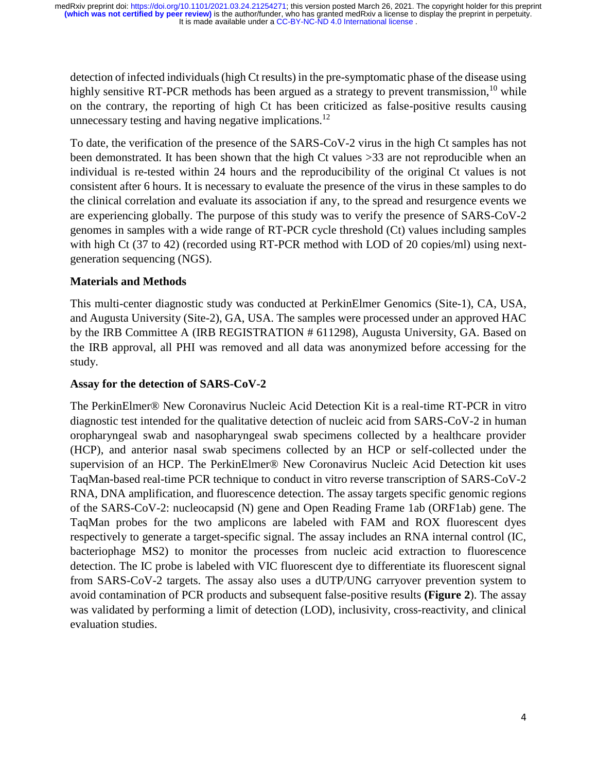detection of infected individuals (high Ct results) in the pre-symptomatic phase of the disease using highly sensitive RT-PCR methods has been argued as a strategy to prevent transmission,[10] while on the contrary, the reporting of high Ct has been criticized as false-positive results causing unnecessary testing and having negative implications.[12]

To date, the verification of the presence of the SARS-CoV-2 virus in the high Ct samples has not been demonstrated. It has been shown that the high Ct values >33 are not reproducible when an individual is re-tested within 24 hours and the reproducibility of the original Ct values is not consistent after 6 hours. It is necessary to evaluate the presence of the virus in these samples to do the clinical correlation and evaluate its association if any, to the spread and resurgence events we are experiencing globally. The purpose of this study was to verify the presence of SARS-CoV-2 genomes in samples with a wide range of RT-PCR cycle threshold (Ct) values including samples with high Ct (37 to 42) (recorded using RT-PCR method with LOD of 20 copies/ml) using next-generation sequencing (NGS).

## Materials and Methods

This multi-center diagnostic study was conducted at PerkinElmer Genomics (Site-1), CA, USA, and Augusta University (Site-2), GA, USA. The samples were processed under an approved HAC by the IRB Committee A (IRB REGISTRATION # 611298), Augusta University, GA. Based on the IRB approval, all PHI was removed and all data was anonymized before accessing for the study.

### Assay for the detection of SARS-CoV-2

The PerkinElmer® New Coronavirus Nucleic Acid Detection Kit is a real-time RT-PCR in vitro diagnostic test intended for the qualitative detection of nucleic acid from SARS-CoV-2 in human oropharyngeal swab and nasopharyngeal swab specimens collected by a healthcare provider (HCP), and anterior nasal swab specimens collected by an HCP or self-collected under the supervision of an HCP. The PerkinElmer® New Coronavirus Nucleic Acid Detection kit uses TaqMan-based real-time PCR technique to conduct in vitro reverse transcription of SARS-CoV-2 RNA, DNA amplification, and fluorescence detection. The assay targets specific genomic regions of the SARS-CoV-2: nucleocapsid (N) gene and Open Reading Frame 1ab (ORF1ab) gene. The TaqMan probes for the two amplicons are labeled with FAM and ROX fluorescent dyes respectively to generate a target-specific signal. The assay includes an RNA internal control (IC, bacteriophage MS2) to monitor the processes from nucleic acid extraction to fluorescence detection. The IC probe is labeled with VIC fluorescent dye to differentiate its fluorescent signal from SARS-CoV-2 targets. The assay also uses a dUTP/UNG carryover prevention system to avoid contamination of PCR products and subsequent false-positive results **(Figure 2**). The assay was validated by performing a limit of detection (LOD), inclusivity, cross-reactivity, and clinical evaluation studies.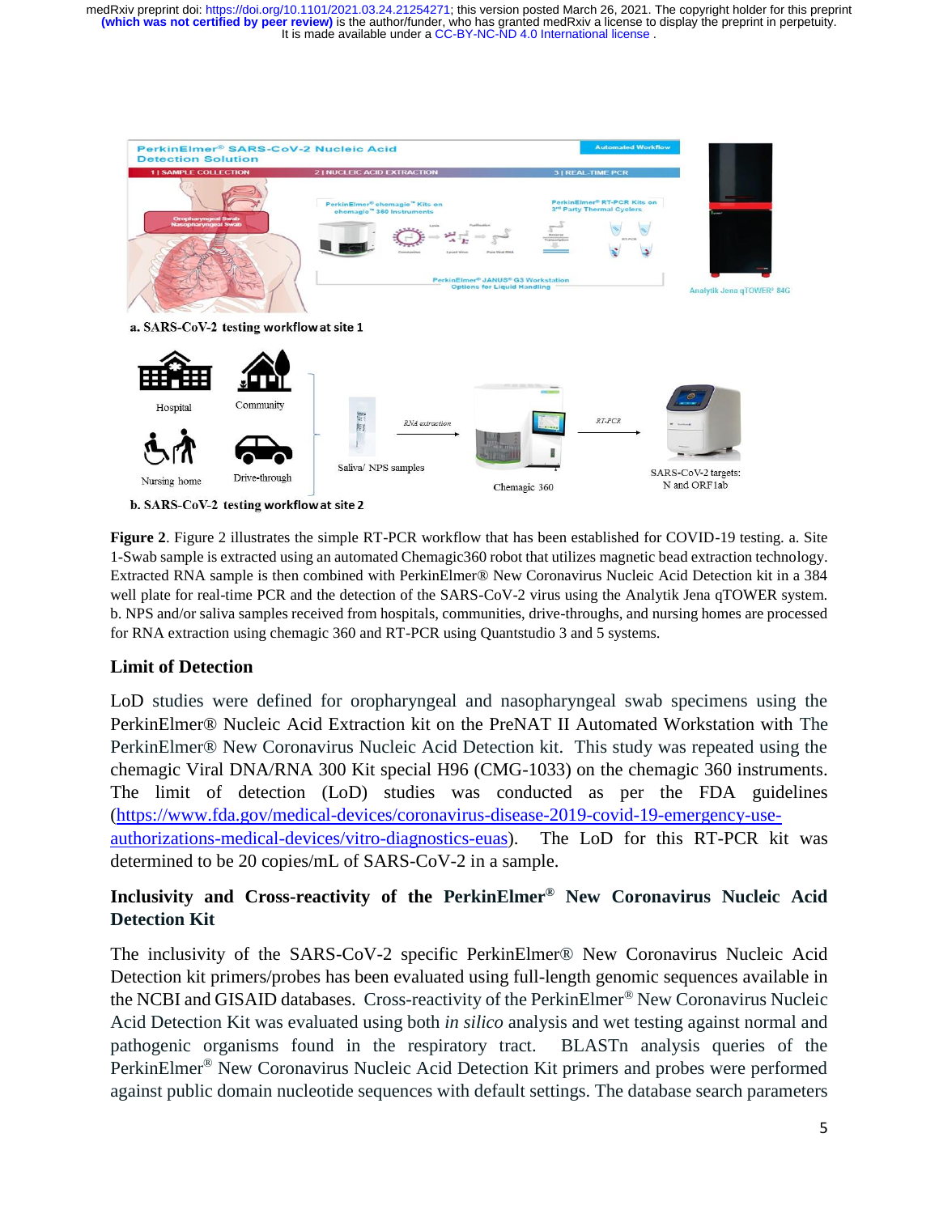a. SARS-CoV-2 testing workflow at site 1

b. SARS-CoV-2 testing workflow at site 2

**Figure 2**. Figure 2 illustrates the simple RT-PCR workflow that has been established for COVID-19 testing. a. Site 1-Swab sample is extracted using an automated Chemagic360 robot that utilizes magnetic bead extraction technology. Extracted RNA sample is then combined with PerkinElmer® New Coronavirus Nucleic Acid Detection kit in a 384 well plate for real-time PCR and the detection of the SARS-CoV-2 virus using the Analytik Jena qTOWER system. b. NPS and/or saliva samples received from hospitals, communities, drive-throughs, and nursing homes are processed for RNA extraction using chemagic 360 and RT-PCR using Quantstudio 3 and 5 systems.

## Limit of Detection

LoD studies were defined for oropharyngeal and nasopharyngeal swab specimens using the PerkinElmer® Nucleic Acid Extraction kit on the PreNAT II Automated Workstation with The PerkinElmer® New Coronavirus Nucleic Acid Detection kit. This study was repeated using the chemagic Viral DNA/RNA 300 Kit special H96 (CMG-1033) on the chemagic 360 instruments. The limit of detection (LoD) studies was conducted as per the FDA guidelines (https://www.fda.gov/medical-devices/coronavirus-disease-2019-covid-19-emergency-use-authorizations-medical-devices/vitro-diagnostics-euas). The LoD for this RT-PCR kit was determined to be 20 copies/mL of SARS-CoV-2 in a sample.

## Inclusivity and Cross-reactivity of the PerkinElmer® New Coronavirus Nucleic Acid Detection Kit

The inclusivity of the SARS-CoV-2 specific PerkinElmer® New Coronavirus Nucleic Acid Detection kit primers/probes has been evaluated using full-length genomic sequences available in the NCBI and GISAID databases. Cross-reactivity of the PerkinElmer® New Coronavirus Nucleic Acid Detection Kit was evaluated using both *in silico* analysis and wet testing against normal and pathogenic organisms found in the respiratory tract. BLASTn analysis queries of the PerkinElmer® New Coronavirus Nucleic Acid Detection Kit primers and probes were performed against public domain nucleotide sequences with default settings. The database search parameters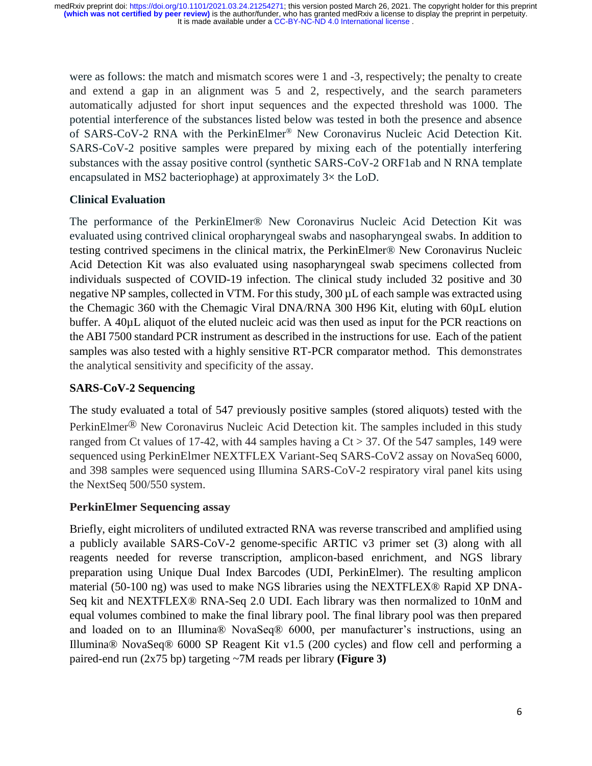were as follows: the match and mismatch scores were 1 and -3, respectively; the penalty to create and extend a gap in an alignment was 5 and 2, respectively, and the search parameters automatically adjusted for short input sequences and the expected threshold was 1000. The potential interference of the substances listed below was tested in both the presence and absence of SARS-CoV-2 RNA with the PerkinElmer® New Coronavirus Nucleic Acid Detection Kit. SARS-CoV-2 positive samples were prepared by mixing each of the potentially interfering substances with the assay positive control (synthetic SARS-CoV-2 ORF1ab and N RNA template encapsulated in MS2 bacteriophage) at approximately 3× the LoD.

### Clinical Evaluation

The performance of the PerkinElmer® New Coronavirus Nucleic Acid Detection Kit was evaluated using contrived clinical oropharyngeal swabs and nasopharyngeal swabs. In addition to testing contrived specimens in the clinical matrix, the PerkinElmer® New Coronavirus Nucleic Acid Detection Kit was also evaluated using nasopharyngeal swab specimens collected from individuals suspected of COVID-19 infection. The clinical study included 32 positive and 30 negative NP samples, collected in VTM. For this study, 300 µL of each sample was extracted using the Chemagic 360 with the Chemagic Viral DNA/RNA 300 H96 Kit, eluting with 60µL elution buffer. A 40µL aliquot of the eluted nucleic acid was then used as input for the PCR reactions on the ABI 7500 standard PCR instrument as described in the instructions for use. Each of the patient samples was also tested with a highly sensitive RT-PCR comparator method. This demonstrates the analytical sensitivity and specificity of the assay.

### SARS-CoV-2 Sequencing

The study evaluated a total of 547 previously positive samples (stored aliquots) tested with the PerkinElmer® New Coronavirus Nucleic Acid Detection kit. The samples included in this study ranged from Ct values of 17-42, with 44 samples having a Ct > 37. Of the 547 samples, 149 were sequenced using PerkinElmer NEXTFLEX Variant-Seq SARS-CoV2 assay on NovaSeq 6000, and 398 samples were sequenced using Illumina SARS-CoV-2 respiratory viral panel kits using the NextSeq 500/550 system.

### PerkinElmer Sequencing assay

Briefly, eight microliters of undiluted extracted RNA was reverse transcribed and amplified using a publicly available SARS-CoV-2 genome-specific ARTIC v3 primer set (3) along with all reagents needed for reverse transcription, amplicon-based enrichment, and NGS library preparation using Unique Dual Index Barcodes (UDI, PerkinElmer). The resulting amplicon material (50-100 ng) was used to make NGS libraries using the NEXTFLEX® Rapid XP DNA-Seq kit and NEXTFLEX® RNA-Seq 2.0 UDI. Each library was then normalized to 10nM and equal volumes combined to make the final library pool. The final library pool was then prepared and loaded on to an Illumina® NovaSeq® 6000, per manufacturer's instructions, using an Illumina® NovaSeq® 6000 SP Reagent Kit v1.5 (200 cycles) and flow cell and performing a paired-end run (2x75 bp) targeting ~7M reads per library **(Figure 3)**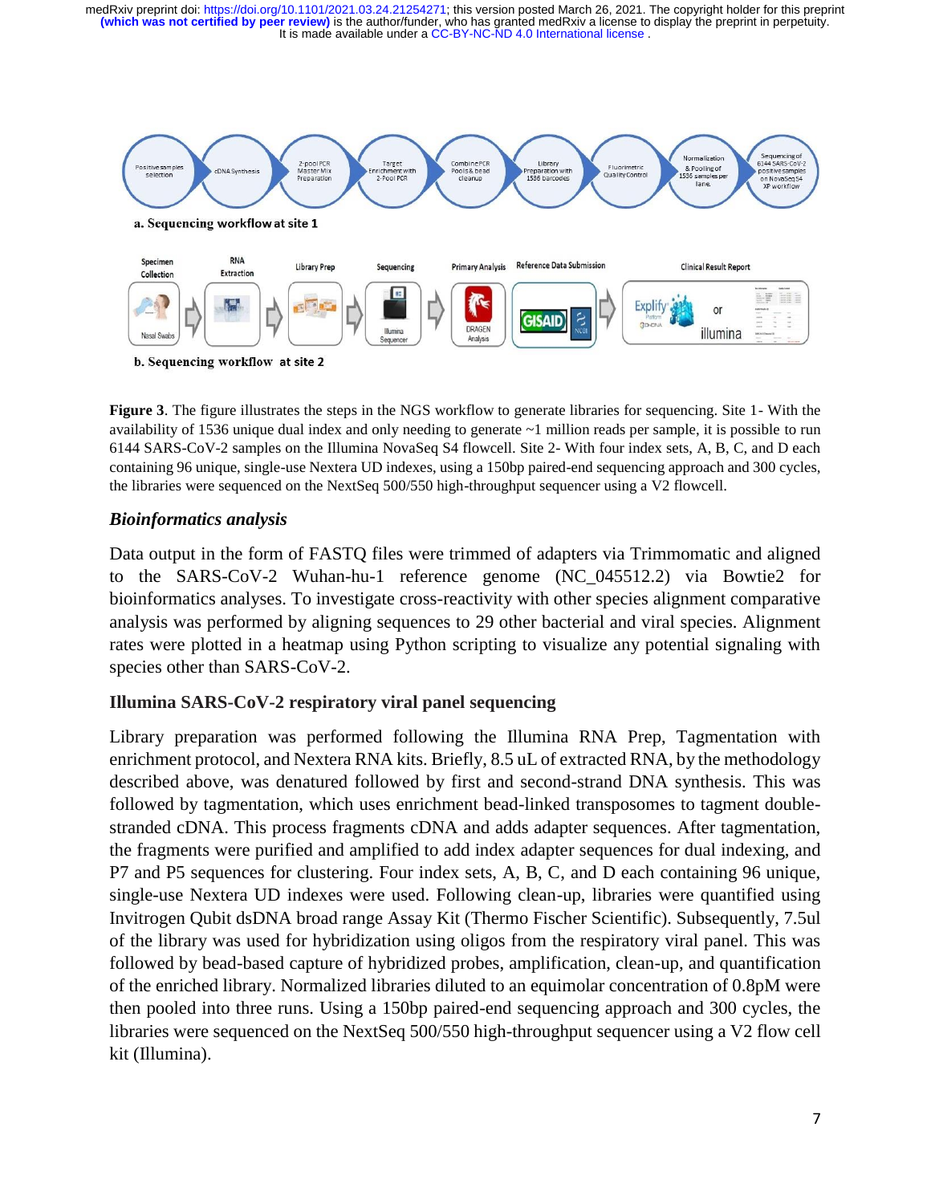**Figure 3**. The figure illustrates the steps in the NGS workflow to generate libraries for sequencing. Site 1- With the availability of 1536 unique dual index and only needing to generate ~1 million reads per sample, it is possible to run 6144 SARS-CoV-2 samples on the Illumina NovaSeq S4 flowcell. Site 2- With four index sets, A, B, C, and D each containing 96 unique, single-use Nextera UD indexes, using a 150bp paired-end sequencing approach and 300 cycles, the libraries were sequenced on the NextSeq 500/550 high-throughput sequencer using a V2 flowcell.

### *Bioinformatics analysis*

Data output in the form of FASTQ files were trimmed of adapters via Trimmomatic and aligned to the SARS-CoV-2 Wuhan-hu-1 reference genome (NC_045512.2) via Bowtie2 for bioinformatics analyses. To investigate cross-reactivity with other species alignment comparative analysis was performed by aligning sequences to 29 other bacterial and viral species. Alignment rates were plotted in a heatmap using Python scripting to visualize any potential signaling with species other than SARS-CoV-2.

### Illumina SARS-CoV-2 respiratory viral panel sequencing

Library preparation was performed following the Illumina RNA Prep, Tagmentation with enrichment protocol, and Nextera RNA kits. Briefly, 8.5 uL of extracted RNA, by the methodology described above, was denatured followed by first and second-strand DNA synthesis. This was followed by tagmentation, which uses enrichment bead-linked transposomes to tagment double-stranded cDNA. This process fragments cDNA and adds adapter sequences. After tagmentation, the fragments were purified and amplified to add index adapter sequences for dual indexing, and P7 and P5 sequences for clustering. Four index sets, A, B, C, and D each containing 96 unique, single-use Nextera UD indexes were used. Following clean-up, libraries were quantified using Invitrogen Qubit dsDNA broad range Assay Kit (Thermo Fischer Scientific). Subsequently, 7.5ul of the library was used for hybridization using oligos from the respiratory viral panel. This was followed by bead-based capture of hybridized probes, amplification, clean-up, and quantification of the enriched library. Normalized libraries diluted to an equimolar concentration of 0.8pM were then pooled into three runs. Using a 150bp paired-end sequencing approach and 300 cycles, the libraries were sequenced on the NextSeq 500/550 high-throughput sequencer using a V2 flow cell kit (Illumina).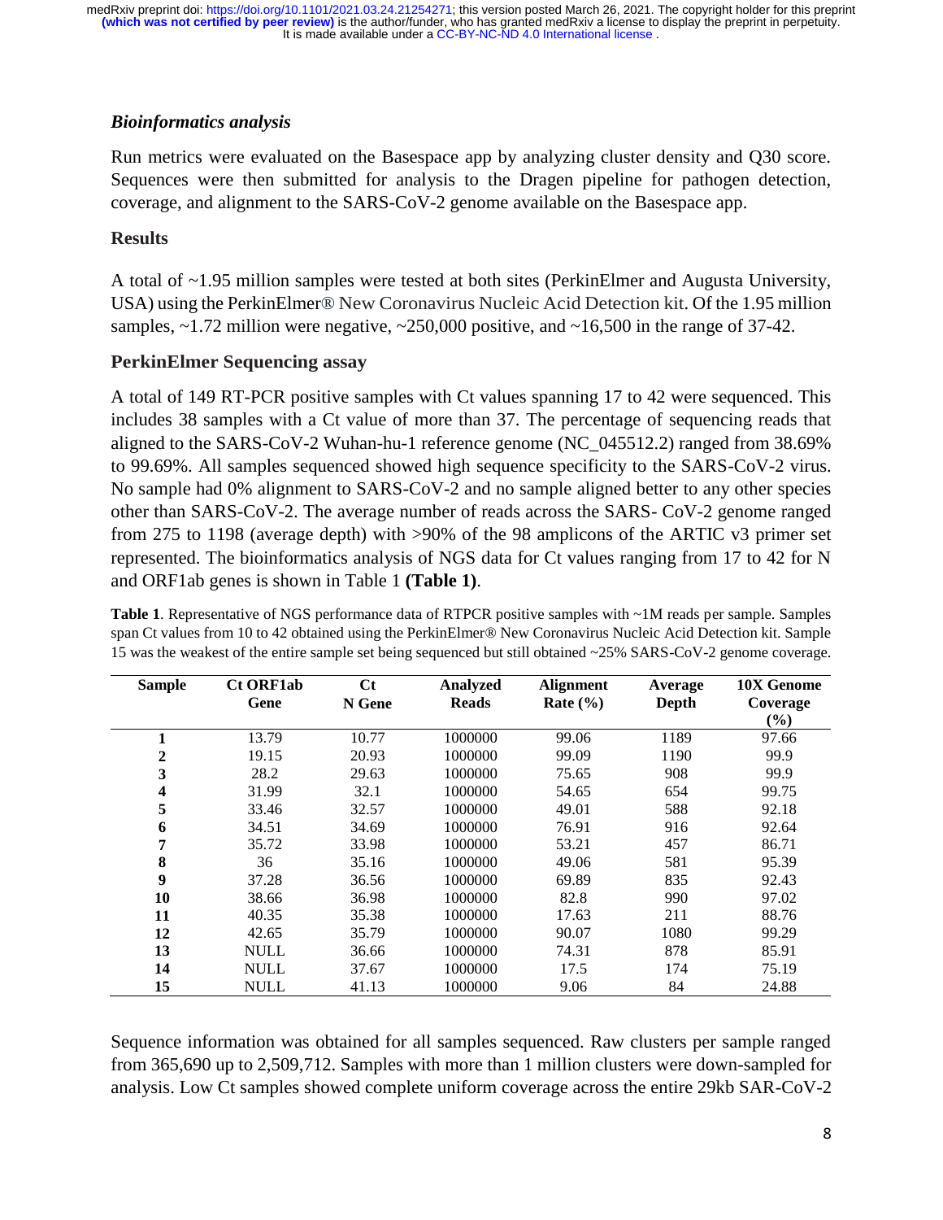### *Bioinformatics analysis*

Run metrics were evaluated on the Basespace app by analyzing cluster density and Q30 score. Sequences were then submitted for analysis to the Dragen pipeline for pathogen detection, coverage, and alignment to the SARS-CoV-2 genome available on the Basespace app.

### Results

A total of ~1.95 million samples were tested at both sites (PerkinElmer and Augusta University, USA) using the PerkinElmer® New Coronavirus Nucleic Acid Detection kit. Of the 1.95 million samples, ~1.72 million were negative, ~250,000 positive, and ~16,500 in the range of 37-42.

### PerkinElmer Sequencing assay

A total of 149 RT-PCR positive samples with Ct values spanning 17 to 42 were sequenced. This includes 38 samples with a Ct value of more than 37. The percentage of sequencing reads that aligned to the SARS-CoV-2 Wuhan-hu-1 reference genome (NC_045512.2) ranged from 38.69% to 99.69%. All samples sequenced showed high sequence specificity to the SARS-CoV-2 virus. No sample had 0% alignment to SARS-CoV-2 and no sample aligned better to any other species other than SARS-CoV-2. The average number of reads across the SARS- CoV-2 genome ranged from 275 to 1198 (average depth) with >90% of the 98 amplicons of the ARTIC v3 primer set represented. The bioinformatics analysis of NGS data for Ct values ranging from 17 to 42 for N and ORF1ab genes is shown in Table 1 **(Table 1)**.

**Table 1**. Representative of NGS performance data of RTPCR positive samples with ~1M reads per sample. Samples span Ct values from 10 to 42 obtained using the PerkinElmer® New Coronavirus Nucleic Acid Detection kit. Sample 15 was the weakest of the entire sample set being sequenced but still obtained ~25% SARS-CoV-2 genome coverage.

| Sample | Ct ORF1ab Gene | Ct N Gene | Analyzed Reads | Alignment Rate (%) | Average Depth | 10X Genome Coverage (%) |
|---|---|---|---|---|---|---|
| **1** | 13.79 | 10.77 | 1000000 | 99.06 | 1189 | 97.66 |
| **2** | 19.15 | 20.93 | 1000000 | 99.09 | 1190 | 99.9 |
| **3** | 28.2 | 29.63 | 1000000 | 75.65 | 908 | 99.9 |
| **4** | 31.99 | 32.1 | 1000000 | 54.65 | 654 | 99.75 |
| **5** | 33.46 | 32.57 | 1000000 | 49.01 | 588 | 92.18 |
| **6** | 34.51 | 34.69 | 1000000 | 76.91 | 916 | 92.64 |
| **7** | 35.72 | 33.98 | 1000000 | 53.21 | 457 | 86.71 |
| **8** | 36 | 35.16 | 1000000 | 49.06 | 581 | 95.39 |
| **9** | 37.28 | 36.56 | 1000000 | 69.89 | 835 | 92.43 |
| **10** | 38.66 | 36.98 | 1000000 | 82.8 | 990 | 97.02 |
| **11** | 40.35 | 35.38 | 1000000 | 17.63 | 211 | 88.76 |
| **12** | 42.65 | 35.79 | 1000000 | 90.07 | 1080 | 99.29 |
| **13** | NULL | 36.66 | 1000000 | 74.31 | 878 | 85.91 |
| **14** | NULL | 37.67 | 1000000 | 17.5 | 174 | 75.19 |
| **15** | NULL | 41.13 | 1000000 | 9.06 | 84 | 24.88 |

Sequence information was obtained for all samples sequenced. Raw clusters per sample ranged from 365,690 up to 2,509,712. Samples with more than 1 million clusters were down-sampled for analysis. Low Ct samples showed complete uniform coverage across the entire 29kb SAR-CoV-2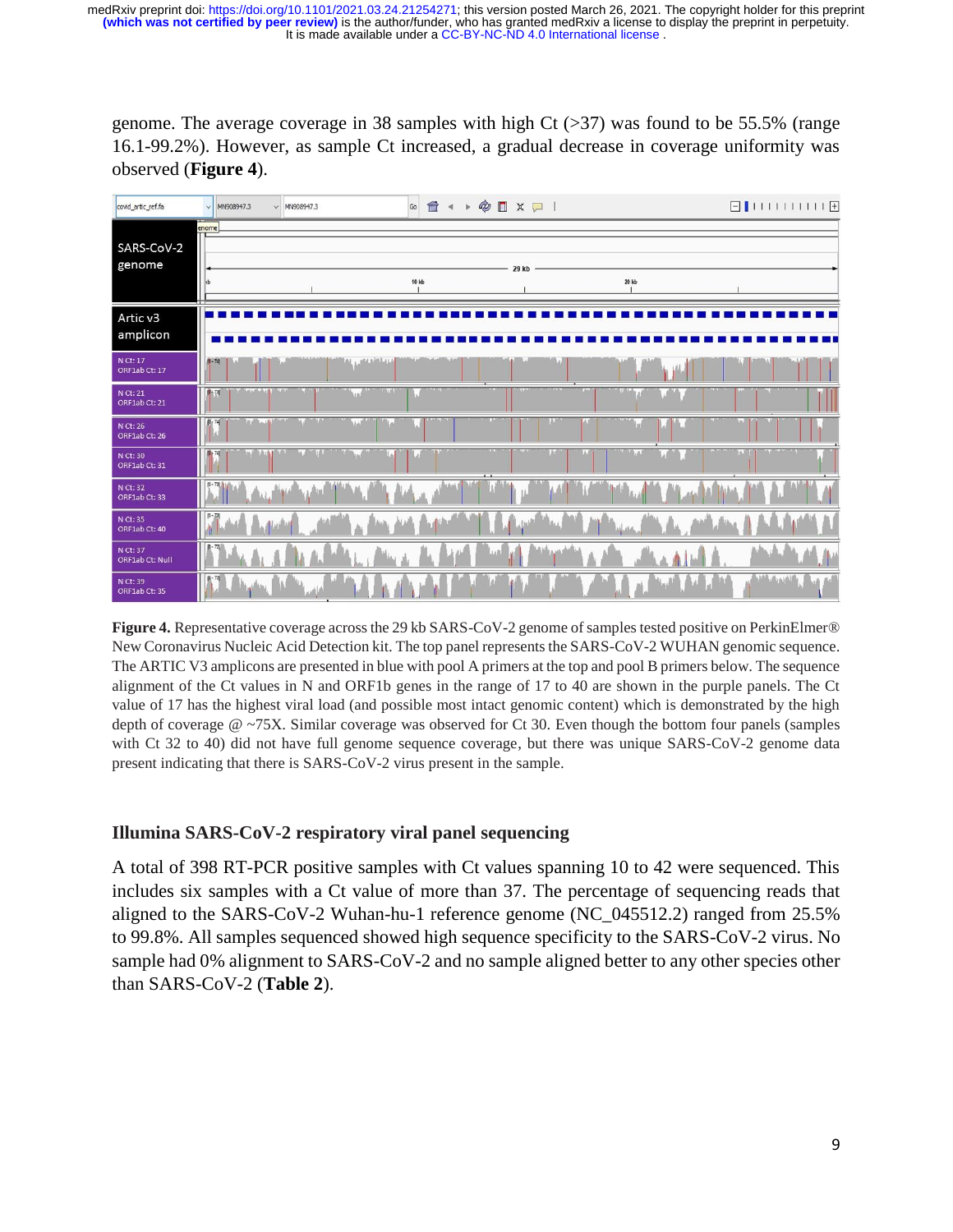genome. The average coverage in 38 samples with high Ct (>37) was found to be 55.5% (range 16.1-99.2%). However, as sample Ct increased, a gradual decrease in coverage uniformity was observed (**Figure 4**).

**Figure 4.** Representative coverage across the 29 kb SARS-CoV-2 genome of samples tested positive on PerkinElmer® New Coronavirus Nucleic Acid Detection kit. The top panel represents the SARS-CoV-2 WUHAN genomic sequence. The ARTIC V3 amplicons are presented in blue with pool A primers at the top and pool B primers below. The sequence alignment of the Ct values in N and ORF1b genes in the range of 17 to 40 are shown in the purple panels. The Ct value of 17 has the highest viral load (and possible most intact genomic content) which is demonstrated by the high depth of coverage @ ~75X. Similar coverage was observed for Ct 30. Even though the bottom four panels (samples with Ct 32 to 40) did not have full genome sequence coverage, but there was unique SARS-CoV-2 genome data present indicating that there is SARS-CoV-2 virus present in the sample.

## Illumina SARS-CoV-2 respiratory viral panel sequencing

A total of 398 RT-PCR positive samples with Ct values spanning 10 to 42 were sequenced. This includes six samples with a Ct value of more than 37. The percentage of sequencing reads that aligned to the SARS-CoV-2 Wuhan-hu-1 reference genome (NC_045512.2) ranged from 25.5% to 99.8%. All samples sequenced showed high sequence specificity to the SARS-CoV-2 virus. No sample had 0% alignment to SARS-CoV-2 and no sample aligned better to any other species other than SARS-CoV-2 (**Table 2**).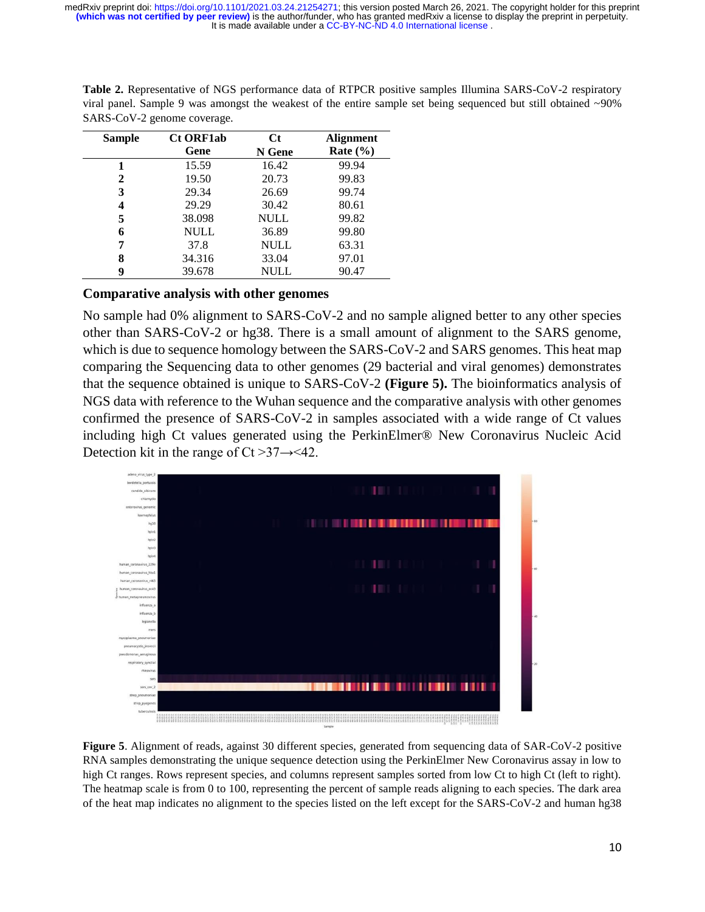**Table 2.** Representative of NGS performance data of RTPCR positive samples Illumina SARS-CoV-2 respiratory viral panel. Sample 9 was amongst the weakest of the entire sample set being sequenced but still obtained ~90% SARS-CoV-2 genome coverage.

| Sample | Ct ORF1ab Gene | Ct N Gene | Alignment Rate (%) |
|---|---|---|---|
| **1** | 15.59 | 16.42 | 99.94 |
| **2** | 19.50 | 20.73 | 99.83 |
| **3** | 29.34 | 26.69 | 99.74 |
| **4** | 29.29 | 30.42 | 80.61 |
| **5** | 38.098 | NULL | 99.82 |
| **6** | NULL | 36.89 | 99.80 |
| **7** | 37.8 | NULL | 63.31 |
| **8** | 34.316 | 33.04 | 97.01 |
| **9** | 39.678 | NULL | 90.47 |

## Comparative analysis with other genomes

No sample had 0% alignment to SARS-CoV-2 and no sample aligned better to any other species other than SARS-CoV-2 or hg38. There is a small amount of alignment to the SARS genome, which is due to sequence homology between the SARS-CoV-2 and SARS genomes. This heat map comparing the Sequencing data to other genomes (29 bacterial and viral genomes) demonstrates that the sequence obtained is unique to SARS-CoV-2 **(Figure 5).** The bioinformatics analysis of NGS data with reference to the Wuhan sequence and the comparative analysis with other genomes confirmed the presence of SARS-CoV-2 in samples associated with a wide range of Ct values including high Ct values generated using the PerkinElmer® New Coronavirus Nucleic Acid Detection kit in the range of Ct >37→<42.

**Figure 5**. Alignment of reads, against 30 different species, generated from sequencing data of SAR-CoV-2 positive RNA samples demonstrating the unique sequence detection using the PerkinElmer New Coronavirus assay in low to high Ct ranges. Rows represent species, and columns represent samples sorted from low Ct to high Ct (left to right). The heatmap scale is from 0 to 100, representing the percent of sample reads aligning to each species. The dark area of the heat map indicates no alignment to the species listed on the left except for the SARS-CoV-2 and human hg38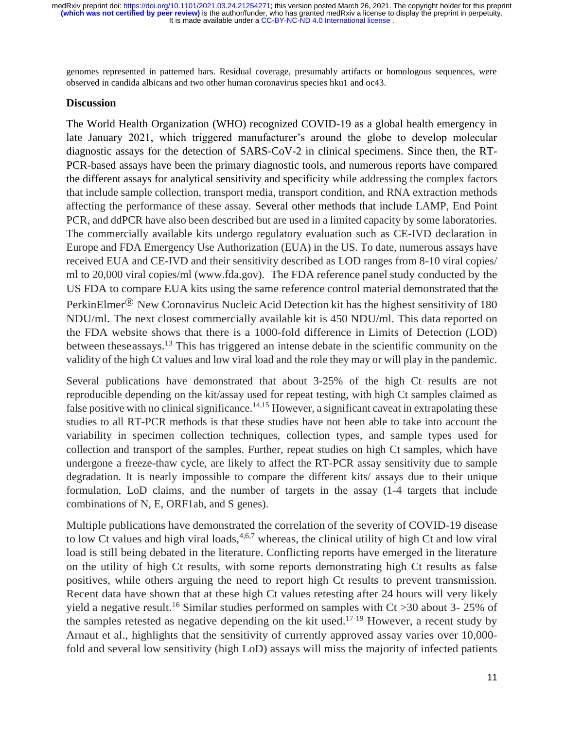genomes represented in patterned bars. Residual coverage, presumably artifacts or homologous sequences, were observed in candida albicans and two other human coronavirus species hku1 and oc43.

## Discussion

The World Health Organization (WHO) recognized COVID-19 as a global health emergency in late January 2021, which triggered manufacturer's around the globe to develop molecular diagnostic assays for the detection of SARS-CoV-2 in clinical specimens. Since then, the RT-PCR-based assays have been the primary diagnostic tools, and numerous reports have compared the different assays for analytical sensitivity and specificity while addressing the complex factors that include sample collection, transport media, transport condition, and RNA extraction methods affecting the performance of these assay. Several other methods that include LAMP, End Point PCR, and ddPCR have also been described but are used in a limited capacity by some laboratories. The commercially available kits undergo regulatory evaluation such as CE-IVD declaration in Europe and FDA Emergency Use Authorization (EUA) in the US. To date, numerous assays have received EUA and CE-IVD and their sensitivity described as LOD ranges from 8-10 viral copies/ ml to 20,000 viral copies/ml (www.fda.gov). The FDA reference panel study conducted by the US FDA to compare EUA kits using the same reference control material demonstrated that the PerkinElmer® New Coronavirus Nucleic Acid Detection kit has the highest sensitivity of 180 NDU/ml. The next closest commercially available kit is 450 NDU/ml. This data reported on the FDA website shows that there is a 1000-fold difference in Limits of Detection (LOD) between these assays.[13] This has triggered an intense debate in the scientific community on the validity of the high Ct values and low viral load and the role they may or will play in the pandemic.

Several publications have demonstrated that about 3-25% of the high Ct results are not reproducible depending on the kit/assay used for repeat testing, with high Ct samples claimed as false positive with no clinical significance.[14,15] However, a significant caveat in extrapolating these studies to all RT-PCR methods is that these studies have not been able to take into account the variability in specimen collection techniques, collection types, and sample types used for collection and transport of the samples. Further, repeat studies on high Ct samples, which have undergone a freeze-thaw cycle, are likely to affect the RT-PCR assay sensitivity due to sample degradation. It is nearly impossible to compare the different kits/ assays due to their unique formulation, LoD claims, and the number of targets in the assay (1-4 targets that include combinations of N, E, ORF1ab, and S genes).

Multiple publications have demonstrated the correlation of the severity of COVID-19 disease to low Ct values and high viral loads,[4,6,7] whereas, the clinical utility of high Ct and low viral load is still being debated in the literature. Conflicting reports have emerged in the literature on the utility of high Ct results, with some reports demonstrating high Ct results as false positives, while others arguing the need to report high Ct results to prevent transmission. Recent data have shown that at these high Ct values retesting after 24 hours will very likely yield a negative result.[16] Similar studies performed on samples with Ct >30 about 3- 25% of the samples retested as negative depending on the kit used.[17-19] However, a recent study by Arnaut et al., highlights that the sensitivity of currently approved assay varies over 10,000-fold and several low sensitivity (high LoD) assays will miss the majority of infected patients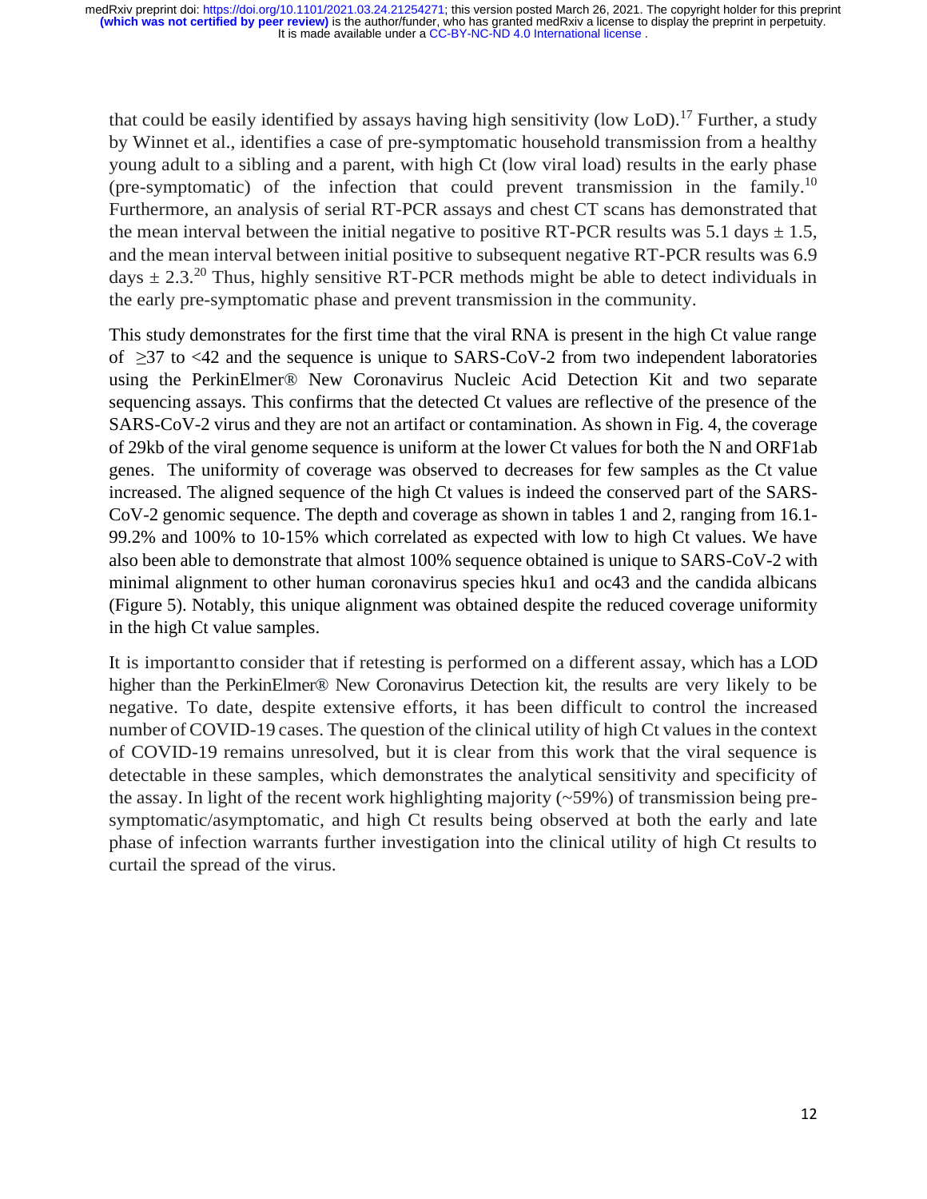that could be easily identified by assays having high sensitivity (low LoD).[17] Further, a study by Winnet et al., identifies a case of pre-symptomatic household transmission from a healthy young adult to a sibling and a parent, with high Ct (low viral load) results in the early phase (pre-symptomatic) of the infection that could prevent transmission in the family.[10] Furthermore, an analysis of serial RT-PCR assays and chest CT scans has demonstrated that the mean interval between the initial negative to positive RT-PCR results was 5.1 days $\pm$ 1.5, and the mean interval between initial positive to subsequent negative RT-PCR results was 6.9 days $\pm$ 2.3.[20] Thus, highly sensitive RT-PCR methods might be able to detect individuals in the early pre-symptomatic phase and prevent transmission in the community.

This study demonstrates for the first time that the viral RNA is present in the high Ct value range of $\geq$37 to <42 and the sequence is unique to SARS-CoV-2 from two independent laboratories using the PerkinElmer® New Coronavirus Nucleic Acid Detection Kit and two separate sequencing assays. This confirms that the detected Ct values are reflective of the presence of the SARS-CoV-2 virus and they are not an artifact or contamination. As shown in Fig. 4, the coverage of 29kb of the viral genome sequence is uniform at the lower Ct values for both the N and ORF1ab genes. The uniformity of coverage was observed to decreases for few samples as the Ct value increased. The aligned sequence of the high Ct values is indeed the conserved part of the SARS-CoV-2 genomic sequence. The depth and coverage as shown in tables 1 and 2, ranging from 16.1-99.2% and 100% to 10-15% which correlated as expected with low to high Ct values. We have also been able to demonstrate that almost 100% sequence obtained is unique to SARS-CoV-2 with minimal alignment to other human coronavirus species hku1 and oc43 and the candida albicans (Figure 5). Notably, this unique alignment was obtained despite the reduced coverage uniformity in the high Ct value samples.

It is importantto consider that if retesting is performed on a different assay, which has a LOD higher than the PerkinElmer® New Coronavirus Detection kit, the results are very likely to be negative. To date, despite extensive efforts, it has been difficult to control the increased number of COVID-19 cases. The question of the clinical utility of high Ct values in the context of COVID-19 remains unresolved, but it is clear from this work that the viral sequence is detectable in these samples, which demonstrates the analytical sensitivity and specificity of the assay. In light of the recent work highlighting majority (~59%) of transmission being pre-symptomatic/asymptomatic, and high Ct results being observed at both the early and late phase of infection warrants further investigation into the clinical utility of high Ct results to curtail the spread of the virus.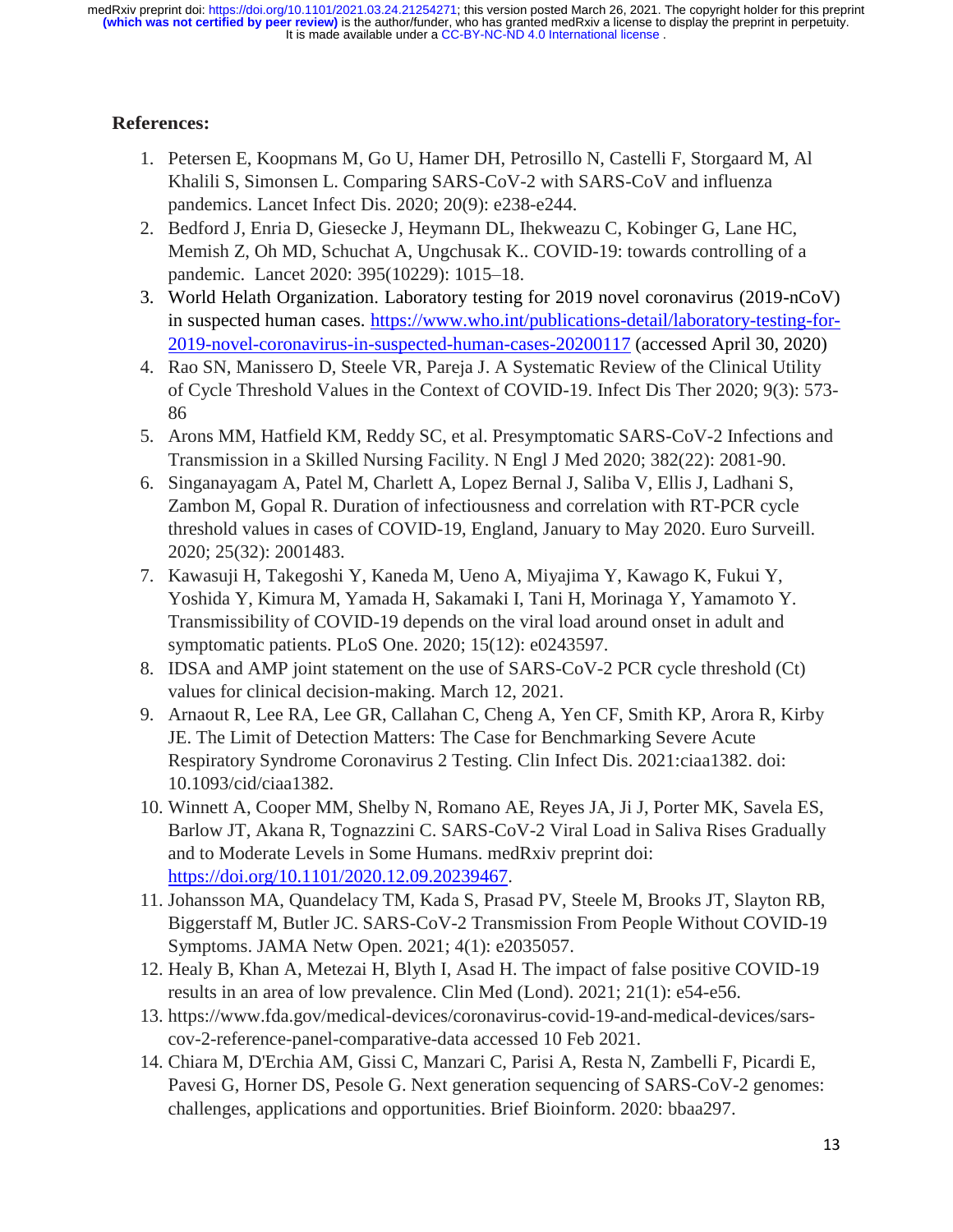**References:**

1. Petersen E, Koopmans M, Go U, Hamer DH, Petrosillo N, Castelli F, Storgaard M, Al Khalili S, Simonsen L. Comparing SARS-CoV-2 with SARS-CoV and influenza pandemics. Lancet Infect Dis. 2020; 20(9): e238-e244.
2. Bedford J, Enria D, Giesecke J, Heymann DL, Ihekweazu C, Kobinger G, Lane HC, Memish Z, Oh MD, Schuchat A, Ungchusak K.. COVID-19: towards controlling of a pandemic. Lancet 2020: 395(10229): 1015–18.
3. World Helath Organization. Laboratory testing for 2019 novel coronavirus (2019-nCoV) in suspected human cases. https://www.who.int/publications-detail/laboratory-testing-for-2019-novel-coronavirus-in-suspected-human-cases-20200117 (accessed April 30, 2020)
4. Rao SN, Manissero D, Steele VR, Pareja J. A Systematic Review of the Clinical Utility of Cycle Threshold Values in the Context of COVID-19. Infect Dis Ther 2020; 9(3): 573-86
5. Arons MM, Hatfield KM, Reddy SC, et al. Presymptomatic SARS-CoV-2 Infections and Transmission in a Skilled Nursing Facility. N Engl J Med 2020; 382(22): 2081-90.
6. Singanayagam A, Patel M, Charlett A, Lopez Bernal J, Saliba V, Ellis J, Ladhani S, Zambon M, Gopal R. Duration of infectiousness and correlation with RT-PCR cycle threshold values in cases of COVID-19, England, January to May 2020. Euro Surveill. 2020; 25(32): 2001483.
7. Kawasuji H, Takegoshi Y, Kaneda M, Ueno A, Miyajima Y, Kawago K, Fukui Y, Yoshida Y, Kimura M, Yamada H, Sakamaki I, Tani H, Morinaga Y, Yamamoto Y. Transmissibility of COVID-19 depends on the viral load around onset in adult and symptomatic patients. PLoS One. 2020; 15(12): e0243597.
8. IDSA and AMP joint statement on the use of SARS-CoV-2 PCR cycle threshold (Ct) values for clinical decision-making. March 12, 2021.
9. Arnaout R, Lee RA, Lee GR, Callahan C, Cheng A, Yen CF, Smith KP, Arora R, Kirby JE. The Limit of Detection Matters: The Case for Benchmarking Severe Acute Respiratory Syndrome Coronavirus 2 Testing. Clin Infect Dis. 2021:ciaa1382. doi: 10.1093/cid/ciaa1382.
10. Winnett A, Cooper MM, Shelby N, Romano AE, Reyes JA, Ji J, Porter MK, Savela ES, Barlow JT, Akana R, Tognazzini C. SARS-CoV-2 Viral Load in Saliva Rises Gradually and to Moderate Levels in Some Humans. medRxiv preprint doi: https://doi.org/10.1101/2020.12.09.20239467.
11. Johansson MA, Quandelacy TM, Kada S, Prasad PV, Steele M, Brooks JT, Slayton RB, Biggerstaff M, Butler JC. SARS-CoV-2 Transmission From People Without COVID-19 Symptoms. JAMA Netw Open. 2021; 4(1): e2035057.
12. Healy B, Khan A, Metezai H, Blyth I, Asad H. The impact of false positive COVID-19 results in an area of low prevalence. Clin Med (Lond). 2021; 21(1): e54-e56.
13. https://www.fda.gov/medical-devices/coronavirus-covid-19-and-medical-devices/sars-cov-2-reference-panel-comparative-data accessed 10 Feb 2021.
14. Chiara M, D'Erchia AM, Gissi C, Manzari C, Parisi A, Resta N, Zambelli F, Picardi E, Pavesi G, Horner DS, Pesole G. Next generation sequencing of SARS-CoV-2 genomes: challenges, applications and opportunities. Brief Bioinform. 2020: bbaa297.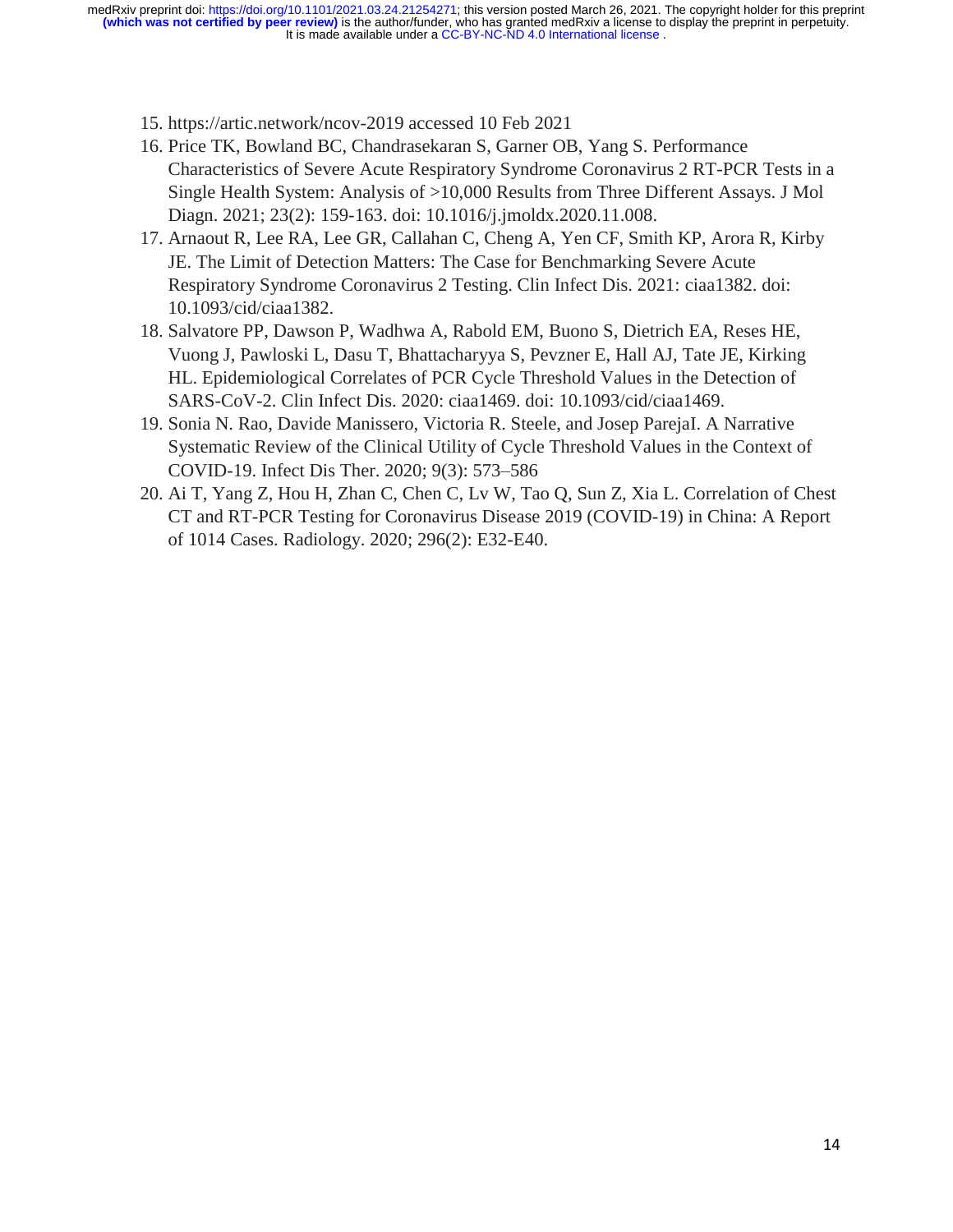15. https://artic.network/ncov-2019 accessed 10 Feb 2021
16. Price TK, Bowland BC, Chandrasekaran S, Garner OB, Yang S. Performance Characteristics of Severe Acute Respiratory Syndrome Coronavirus 2 RT-PCR Tests in a Single Health System: Analysis of >10,000 Results from Three Different Assays. J Mol Diagn. 2021; 23(2): 159-163. doi: 10.1016/j.jmoldx.2020.11.008.
17. Arnaout R, Lee RA, Lee GR, Callahan C, Cheng A, Yen CF, Smith KP, Arora R, Kirby JE. The Limit of Detection Matters: The Case for Benchmarking Severe Acute Respiratory Syndrome Coronavirus 2 Testing. Clin Infect Dis. 2021: ciaa1382. doi: 10.1093/cid/ciaa1382.
18. Salvatore PP, Dawson P, Wadhwa A, Rabold EM, Buono S, Dietrich EA, Reses HE, Vuong J, Pawloski L, Dasu T, Bhattacharyya S, Pevzner E, Hall AJ, Tate JE, Kirking HL. Epidemiological Correlates of PCR Cycle Threshold Values in the Detection of SARS-CoV-2. Clin Infect Dis. 2020: ciaa1469. doi: 10.1093/cid/ciaa1469.
19. Sonia N. Rao, Davide Manissero, Victoria R. Steele, and Josep ParejaI. A Narrative Systematic Review of the Clinical Utility of Cycle Threshold Values in the Context of COVID-19. Infect Dis Ther. 2020; 9(3): 573–586
20. Ai T, Yang Z, Hou H, Zhan C, Chen C, Lv W, Tao Q, Sun Z, Xia L. Correlation of Chest CT and RT-PCR Testing for Coronavirus Disease 2019 (COVID-19) in China: A Report of 1014 Cases. Radiology. 2020; 296(2): E32-E40.